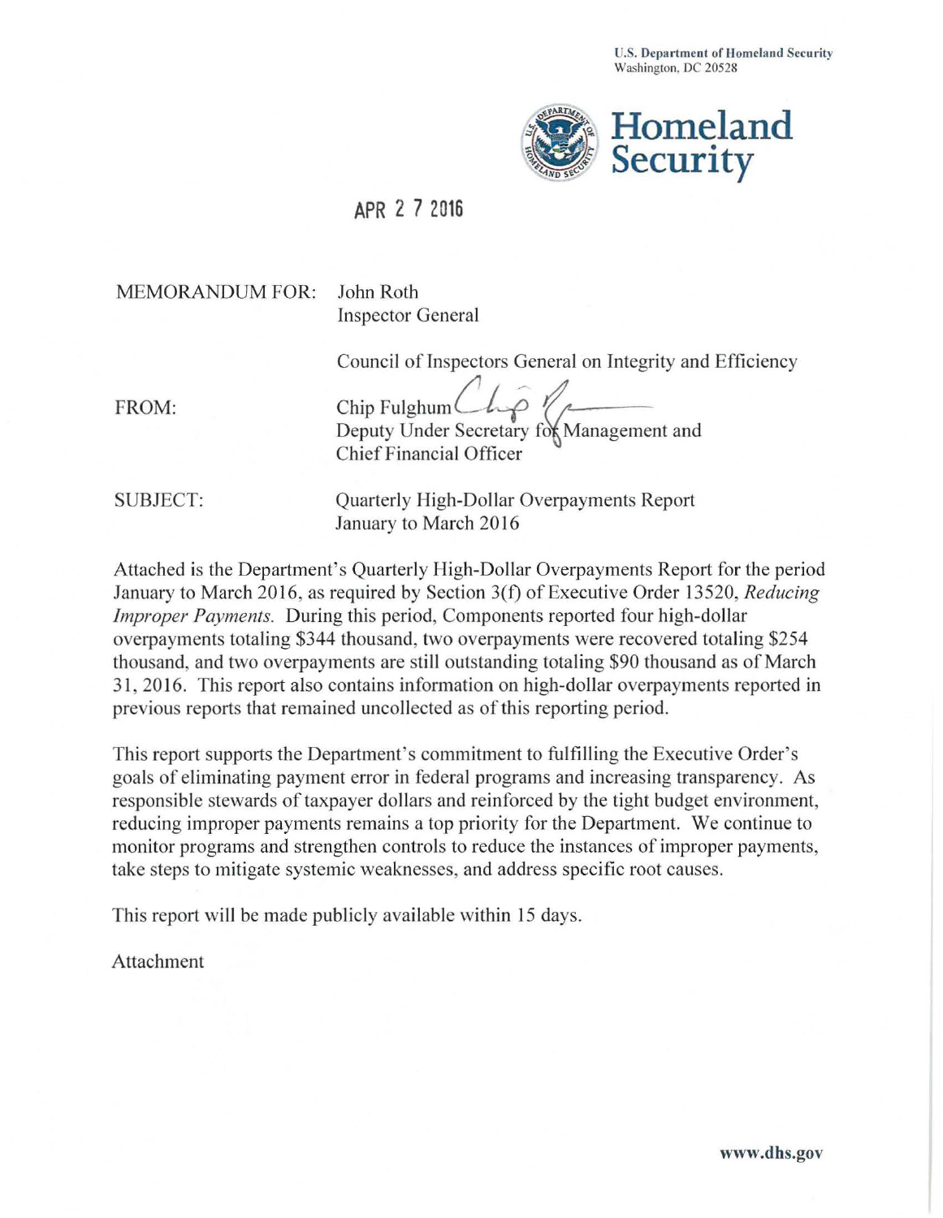U.S. Department of Homeland Security
Washington, DC 20528

**Homeland Security**

APR 2 7 2016

MEMORANDUM FOR: John Roth
Inspector General

Council of Inspectors General on Integrity and Efficiency

FROM: Chip Fulghum
Deputy Under Secretary for Management and
Chief Financial Officer

SUBJECT: Quarterly High-Dollar Overpayments Report
January to March 2016

Attached is the Department's Quarterly High-Dollar Overpayments Report for the period January to March 2016, as required by Section 3(f) of Executive Order 13520, *Reducing Improper Payments.* During this period, Components reported four high-dollar overpayments totaling $344 thousand, two overpayments were recovered totaling $254 thousand, and two overpayments are still outstanding totaling $90 thousand as of March 31, 2016. This report also contains information on high-dollar overpayments reported in previous reports that remained uncollected as of this reporting period.

This report supports the Department's commitment to fulfilling the Executive Order's goals of eliminating payment error in federal programs and increasing transparency. As responsible stewards of taxpayer dollars and reinforced by the tight budget environment, reducing improper payments remains a top priority for the Department. We continue to monitor programs and strengthen controls to reduce the instances of improper payments, take steps to mitigate systemic weaknesses, and address specific root causes.

This report will be made publicly available within 15 days.

Attachment

www.dhs.gov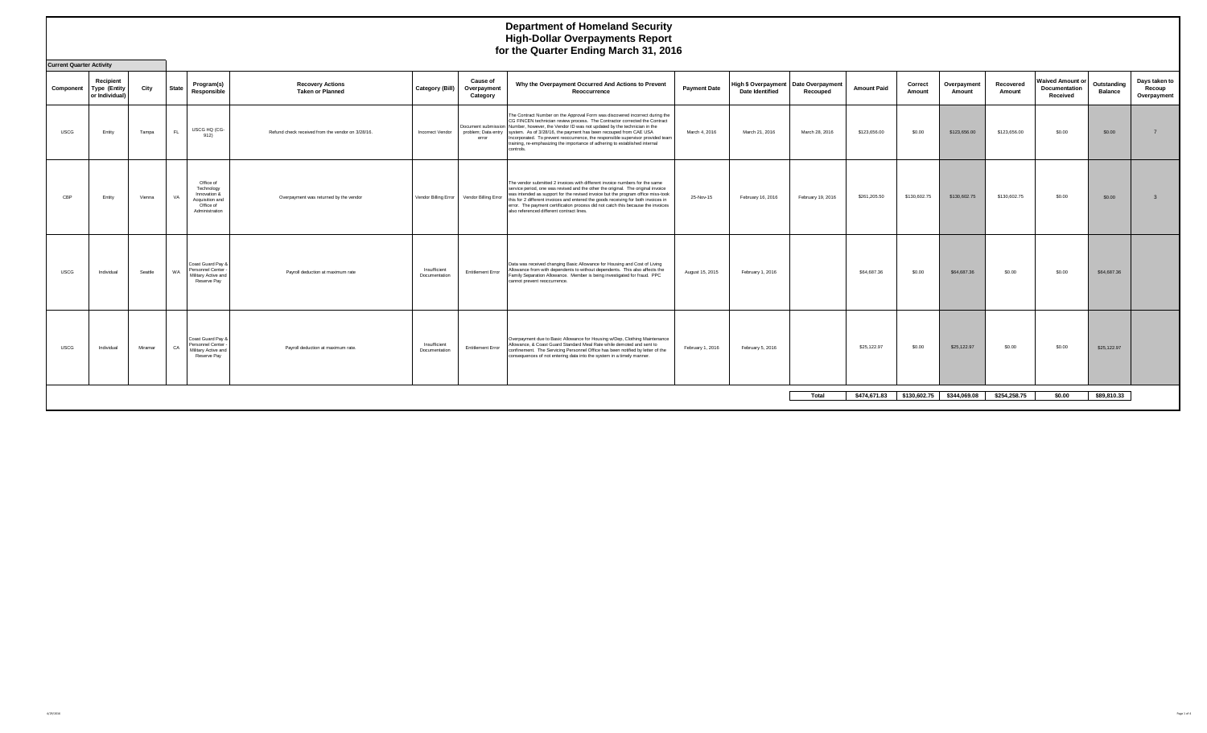# Department of Homeland Security
## High-Dollar Overpayments Report
## for the Quarter Ending March 31, 2016

**Current Quarter Activity**

| Component | Recipient Type (Entity or Individual) | City | State | Program(s) Responsible | Recovery Actions Taken or Planned | Category (Bill) | Cause of Overpayment Category | Why the Overpayment Occurred And Actions to Prevent Reoccurrence | Payment Date | High $ Overpayment Date Identified | Date Overpayment Recouped | Amount Paid | Correct Amount | Overpayment Amount | Recovered Amount | Waived Amount or Documentation Received | Outstanding Balance | Days taken to Recoup Overpayment |
|---|---|---|---|---|---|---|---|---|---|---|---|---|---|---|---|---|---|---|
| USCG | Entity | Tampa | FL | USCG HQ (CG-912) | Refund check received from the vendor on 3/28/16. | Incorrect Vendor | Document submission problem; Data entry error | The Contract Number on the Approval Form was discovered incorrect during the CG FINCEN technician review process. The Contractor corrected the Contract Number, however, the Vendor ID was not updated by the technician in the system. As of 3/28/16, the payment has been recouped from CAE USA Incorporated. To prevent reoccurrence, the responsible supervisor provided team training, re-emphasizing the importance of adhering to established internal controls. | March 4, 2016 | March 21, 2016 | March 28, 2016 | $123,656.00 | $0.00 | $123,656.00 | $123,656.00 | $0.00 | $0.00 | 7 |
| CBP | Entity | Vienna | VA | Office of Technology Innovation & Acquisition and Office of Administration | Overpayment was returned by the vendor | Vendor Billing Error | Vendor Billing Error | The vendor submitted 2 invoices with different invoice numbers for the same service period, one was revised and the other the original. The original invoice was intended as support for the revised invoice but the program office miss-took this for 2 different invoices and entered the goods receiving for both invoices in error. The payment certification process did not catch this because the invoices also referenced different contract lines. | 25-Nov-15 | February 16, 2016 | February 19, 2016 | $261,205.50 | $130,602.75 | $130,602.75 | $130,602.75 | $0.00 | $0.00 | 3 |
| USCG | Individual | Seattle | WA | Coast Guard Pay & Personnel Center - Military Active and Reserve Pay | Payroll deduction at maximum rate | Insufficient Documentation | Entitlement Error | Data was received changing Basic Allowance for Housing and Cost of Living Allowance from with dependents to without dependents. This also affects the Family Separation Allowance. Member is being investigated for fraud. PPC cannot prevent reoccurrence. | August 15, 2015 | February 1, 2016 | | $64,687.36 | $0.00 | $64,687.36 | $0.00 | $0.00 | $64,687.36 | |
| USCG | Individual | Miramar | CA | Coast Guard Pay & Personnel Center - Military Active and Reserve Pay | Payroll deduction at maximum rate. | Insufficient Documentation | Entitlement Error | Overpayment due to Basic Allowance for Housing w/Dep, Clothing Maintenance Allowance, & Coast Guard Standard Meal Rate while demoted and sent to confinement. The Servicing Personnel Office has been notified by letter of the consequences of not entering data into the system in a timely manner. | February 1, 2016 | February 5, 2016 | | $25,122.97 | $0.00 | $25,122.97 | $0.00 | $0.00 | $25,122.97 | |
| | | | | | | | | | | | **Total** | **$474,671.83** | **$130,602.75** | **$344,069.08** | **$254,258.75** | **$0.00** | **$89,810.33** | |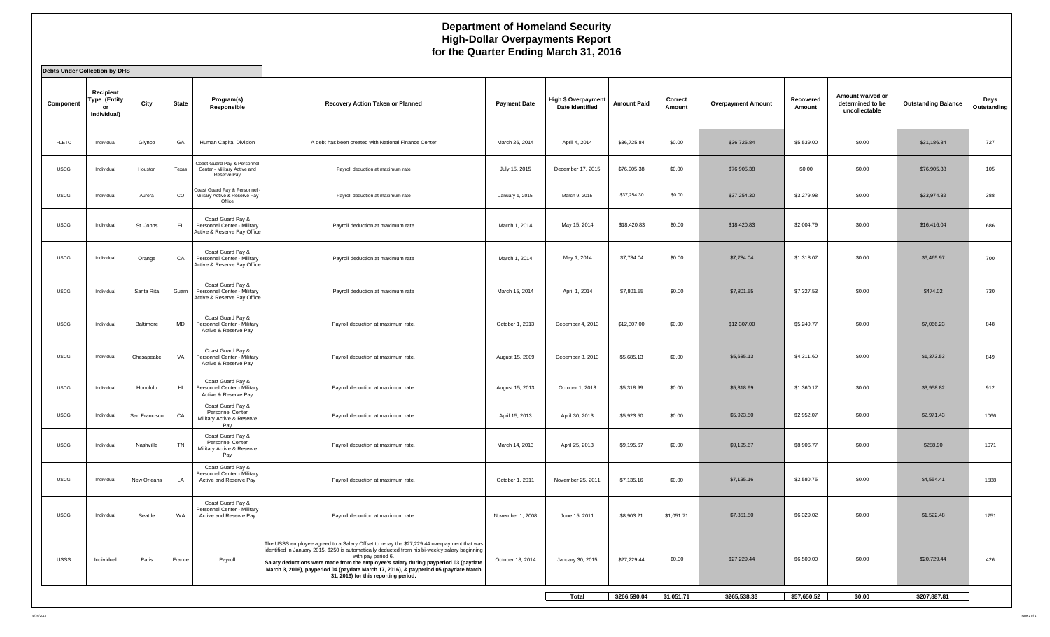# Department of Homeland Security
# High-Dollar Overpayments Report
# for the Quarter Ending March 31, 2016

**Debts Under Collection by DHS**

| Component | Recipient Type (Entity or Individual) | City | State | Program(s) Responsible | Recovery Action Taken or Planned | Payment Date | High $ Overpayment Date Identified | Amount Paid | Correct Amount | Overpayment Amount | Recovered Amount | Amount waived or determined to be uncollectable | Outstanding Balance | Days Outstanding |
|---|---|---|---|---|---|---|---|---|---|---|---|---|---|---|
| FLETC | Individual | Glynco | GA | Human Capital Division | A debt has been created with National Finance Center | March 26, 2014 | April 4, 2014 | $36,725.84 | $0.00 | $36,725.84 | $5,539.00 | $0.00 | $31,186.84 | 727 |
| USCG | Individual | Houston | Texas | Coast Guard Pay & Personnel Center - Military Active and Reserve Pay | Payroll deduction at maximum rate | July 15, 2015 | December 17, 2015 | $76,905.38 | $0.00 | $76,905.38 | $0.00 | $0.00 | $76,905.38 | 105 |
| USCG | Individual | Aurora | CO | Coast Guard Pay & Personnel - Military Active & Reserve Pay Office | Payroll deduction at maximum rate | January 1, 2015 | March 9, 2015 | $37,254.30 | $0.00 | $37,254.30 | $3,279.98 | $0.00 | $33,974.32 | 388 |
| USCG | Individual | St. Johns | FL | Coast Guard Pay & Personnel Center - Military Active & Reserve Pay Office | Payroll deduction at maximum rate | March 1, 2014 | May 15, 2014 | $18,420.83 | $0.00 | $18,420.83 | $2,004.79 | $0.00 | $16,416.04 | 686 |
| USCG | Individual | Orange | CA | Coast Guard Pay & Personnel Center - Military Active & Reserve Pay Office | Payroll deduction at maximum rate | March 1, 2014 | May 1, 2014 | $7,784.04 | $0.00 | $7,784.04 | $1,318.07 | $0.00 | $6,465.97 | 700 |
| USCG | Individual | Santa Rita | Guam | Coast Guard Pay & Personnel Center - Military Active & Reserve Pay Office | Payroll deduction at maximum rate | March 15, 2014 | April 1, 2014 | $7,801.55 | $0.00 | $7,801.55 | $7,327.53 | $0.00 | $474.02 | 730 |
| USCG | Individual | Baltimore | MD | Coast Guard Pay & Personnel Center - Military Active & Reserve Pay | Payroll deduction at maximum rate. | October 1, 2013 | December 4, 2013 | $12,307.00 | $0.00 | $12,307.00 | $5,240.77 | $0.00 | $7,066.23 | 848 |
| USCG | Individual | Chesapeake | VA | Coast Guard Pay & Personnel Center - Military Active & Reserve Pay | Payroll deduction at maximum rate. | August 15, 2009 | December 3, 2013 | $5,685.13 | $0.00 | $5,685.13 | $4,311.60 | $0.00 | $1,373.53 | 849 |
| USCG | Individual | Honolulu | HI | Coast Guard Pay & Personnel Center - Military Active & Reserve Pay | Payroll deduction at maximum rate. | August 15, 2013 | October 1, 2013 | $5,318.99 | $0.00 | $5,318.99 | $1,360.17 | $0.00 | $3,958.82 | 912 |
| USCG | Individual | San Francisco | CA | Coast Guard Pay & Personnel Center Military Active & Reserve Pay | Payroll deduction at maximum rate. | April 15, 2013 | April 30, 2013 | $5,923.50 | $0.00 | $5,923.50 | $2,952.07 | $0.00 | $2,971.43 | 1066 |
| USCG | Individual | Nashville | TN | Coast Guard Pay & Personnel Center Military Active & Reserve Pay | Payroll deduction at maximum rate. | March 14, 2013 | April 25, 2013 | $9,195.67 | $0.00 | $9,195.67 | $8,906.77 | $0.00 | $288.90 | 1071 |
| USCG | Individual | New Orleans | LA | Coast Guard Pay & Personnel Center - Military Active and Reserve Pay | Payroll deduction at maximum rate. | October 1, 2011 | November 25, 2011 | $7,135.16 | $0.00 | $7,135.16 | $2,580.75 | $0.00 | $4,554.41 | 1588 |
| USCG | Individual | Seattle | WA | Coast Guard Pay & Personnel Center - Military Active and Reserve Pay | Payroll deduction at maximum rate. | November 1, 2008 | June 15, 2011 | $8,903.21 | $1,051.71 | $7,851.50 | $6,329.02 | $0.00 | $1,522.48 | 1751 |
| USSS | Individual | Paris | France | Payroll | The USSS employee agreed to a Salary Offset to repay the $27,229.44 overpayment that was identified in January 2015. $250 is automatically deducted from his bi-weekly salary beginning with pay period 6. **Salary deductions were made from the employee's salary during payperiod 03 (paydate March 3, 2016), payperiod 04 (paydate March 17, 2016), & payperiod 05 (paydate March 31, 2016) for this reporting period.** | October 18, 2014 | January 30, 2015 | $27,229.44 | $0.00 | $27,229.44 | $6,500.00 | $0.00 | $20,729.44 | 426 |
| | | | | | | | **Total** | **$266,590.04** | **$1,051.71** | **$265,538.33** | **$57,650.52** | **$0.00** | **$207,887.81** | |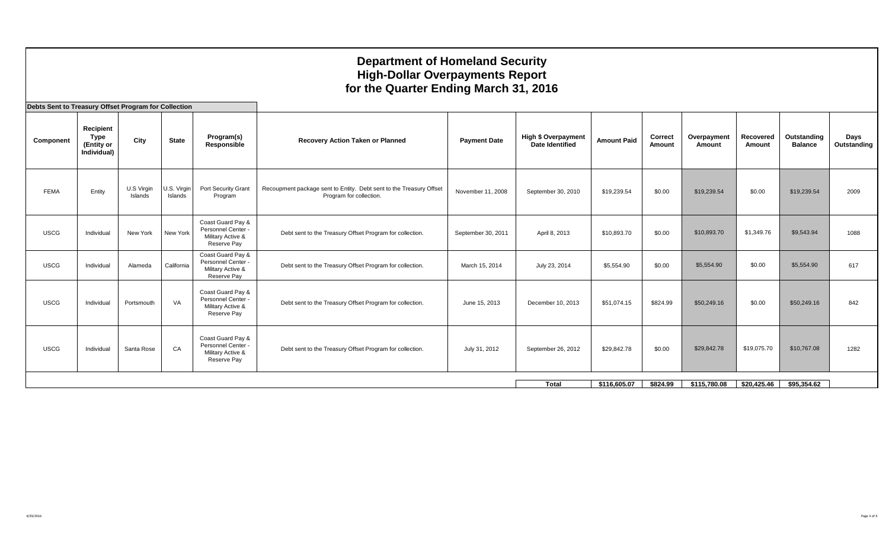# Department of Homeland Security
## High-Dollar Overpayments Report
## for the Quarter Ending March 31, 2016

**Debts Sent to Treasury Offset Program for Collection**

| Component | Recipient Type (Entity or Individual) | City | State | Program(s) Responsible | Recovery Action Taken or Planned | Payment Date | High $ Overpayment Date Identified | Amount Paid | Correct Amount | Overpayment Amount | Recovered Amount | Outstanding Balance | Days Outstanding |
|---|---|---|---|---|---|---|---|---|---|---|---|---|---|
| FEMA | Entity | U.S Virgin Islands | U.S. Virgin Islands | Port Security Grant Program | Recoupment package sent to Entity. Debt sent to the Treasury Offset Program for collection. | November 11, 2008 | September 30, 2010 | $19,239.54 | $0.00 | $19,239.54 | $0.00 | $19,239.54 | 2009 |
| USCG | Individual | New York | New York | Coast Guard Pay & Personnel Center - Military Active & Reserve Pay | Debt sent to the Treasury Offset Program for collection. | September 30, 2011 | April 8, 2013 | $10,893.70 | $0.00 | $10,893.70 | $1,349.76 | $9,543.94 | 1088 |
| USCG | Individual | Alameda | California | Coast Guard Pay & Personnel Center - Military Active & Reserve Pay | Debt sent to the Treasury Offset Program for collection. | March 15, 2014 | July 23, 2014 | $5,554.90 | $0.00 | $5,554.90 | $0.00 | $5,554.90 | 617 |
| USCG | Individual | Portsmouth | VA | Coast Guard Pay & Personnel Center - Military Active & Reserve Pay | Debt sent to the Treasury Offset Program for collection. | June 15, 2013 | December 10, 2013 | $51,074.15 | $824.99 | $50,249.16 | $0.00 | $50,249.16 | 842 |
| USCG | Individual | Santa Rose | CA | Coast Guard Pay & Personnel Center - Military Active & Reserve Pay | Debt sent to the Treasury Offset Program for collection. | July 31, 2012 | September 26, 2012 | $29,842.78 | $0.00 | $29,842.78 | $19,075.70 | $10,767.08 | 1282 |
| | | | | | | | **Total** | **$116,605.07** | **$824.99** | **$115,780.08** | **$20,425.46** | **$95,354.62** | |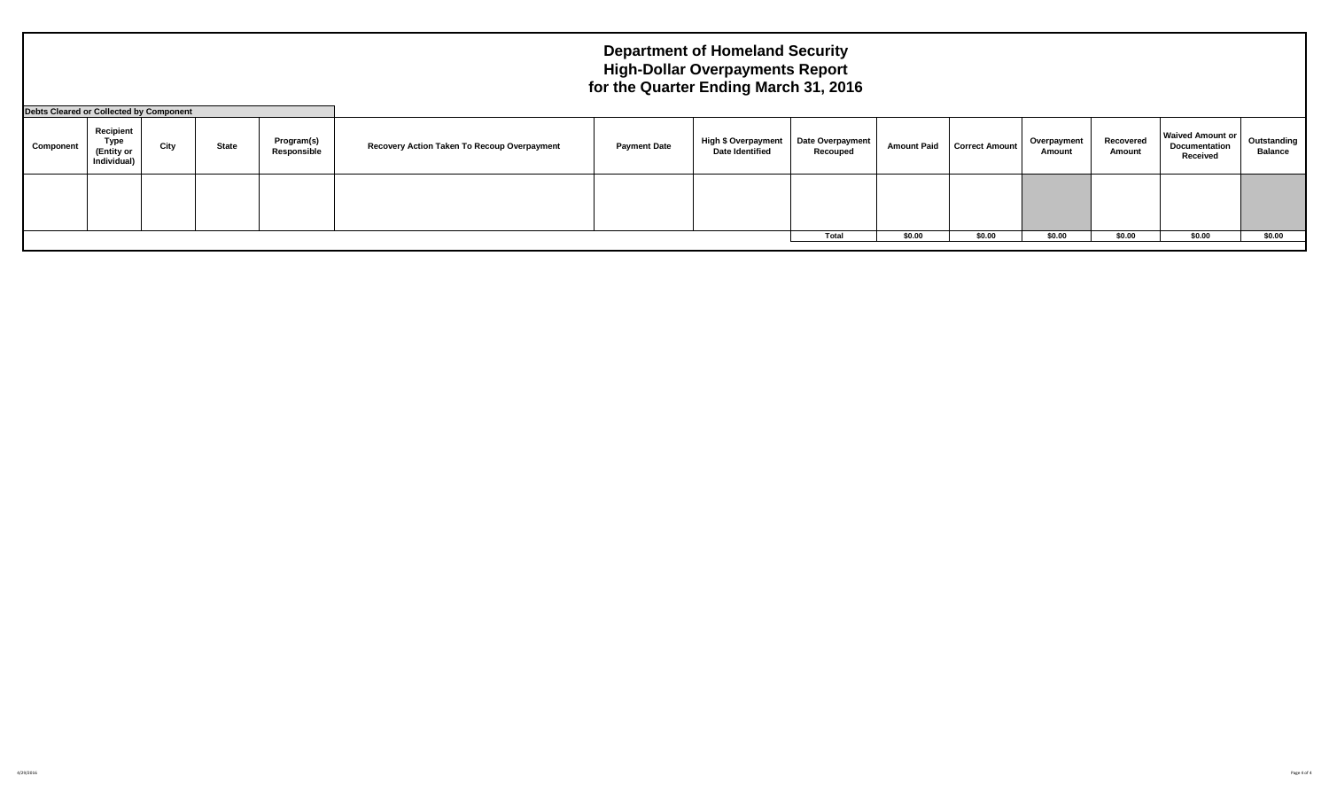# Department of Homeland Security
## High-Dollar Overpayments Report
## for the Quarter Ending March 31, 2016

**Debts Cleared or Collected by Component**

| Component | Recipient Type (Entity or Individual) | City | State | Program(s) Responsible | Recovery Action Taken To Recoup Overpayment | Payment Date | High $ Overpayment Date Identified | Date Overpayment Recouped | Amount Paid | Correct Amount | Overpayment Amount | Recovered Amount | Waived Amount or Documentation Received | Outstanding Balance |
|---|---|---|---|---|---|---|---|---|---|---|---|---|---|---|
| | | | | | | | | | | | | | | |
| | | | | | | | | Total | $0.00 | $0.00 | $0.00 | $0.00 | $0.00 | $0.00 |